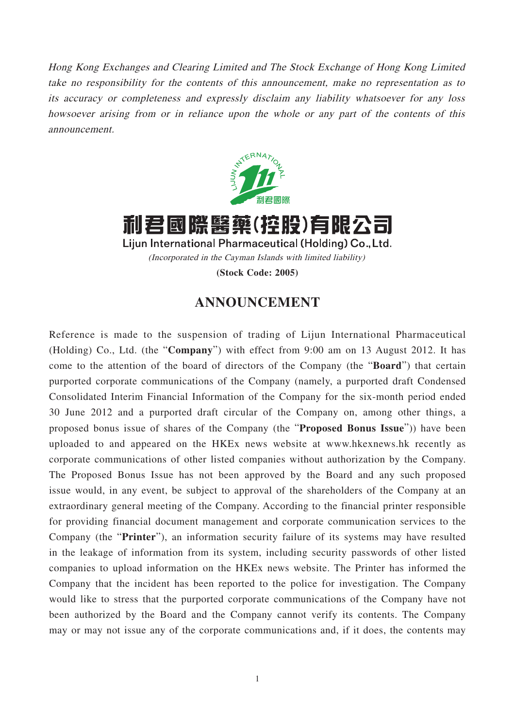*Hong Kong Exchanges and Clearing Limited and The Stock Exchange of Hong Kong Limited take no responsibility for the contents of this announcement, make no representation as to its accuracy or completeness and expressly disclaim any liability whatsoever for any loss howsoever arising from or in reliance upon the whole or any part of the contents of this announcement.*

**利君國際醫藥(控股)有限公司**

**Lijun International Pharmaceutical (Holding) Co., Ltd.**

*(Incorporated in the Cayman Islands with limited liability)*

**(Stock Code: 2005)**

# ANNOUNCEMENT

Reference is made to the suspension of trading of Lijun International Pharmaceutical (Holding) Co., Ltd. (the "**Company**") with effect from 9:00 am on 13 August 2012. It has come to the attention of the board of directors of the Company (the "**Board**") that certain purported corporate communications of the Company (namely, a purported draft Condensed Consolidated Interim Financial Information of the Company for the six-month period ended 30 June 2012 and a purported draft circular of the Company on, among other things, a proposed bonus issue of shares of the Company (the "**Proposed Bonus Issue**")) have been uploaded to and appeared on the HKEx news website at www.hkexnews.hk recently as corporate communications of other listed companies without authorization by the Company. The Proposed Bonus Issue has not been approved by the Board and any such proposed issue would, in any event, be subject to approval of the shareholders of the Company at an extraordinary general meeting of the Company. According to the financial printer responsible for providing financial document management and corporate communication services to the Company (the "**Printer**"), an information security failure of its systems may have resulted in the leakage of information from its system, including security passwords of other listed companies to upload information on the HKEx news website. The Printer has informed the Company that the incident has been reported to the police for investigation. The Company would like to stress that the purported corporate communications of the Company have not been authorized by the Board and the Company cannot verify its contents. The Company may or may not issue any of the corporate communications and, if it does, the contents may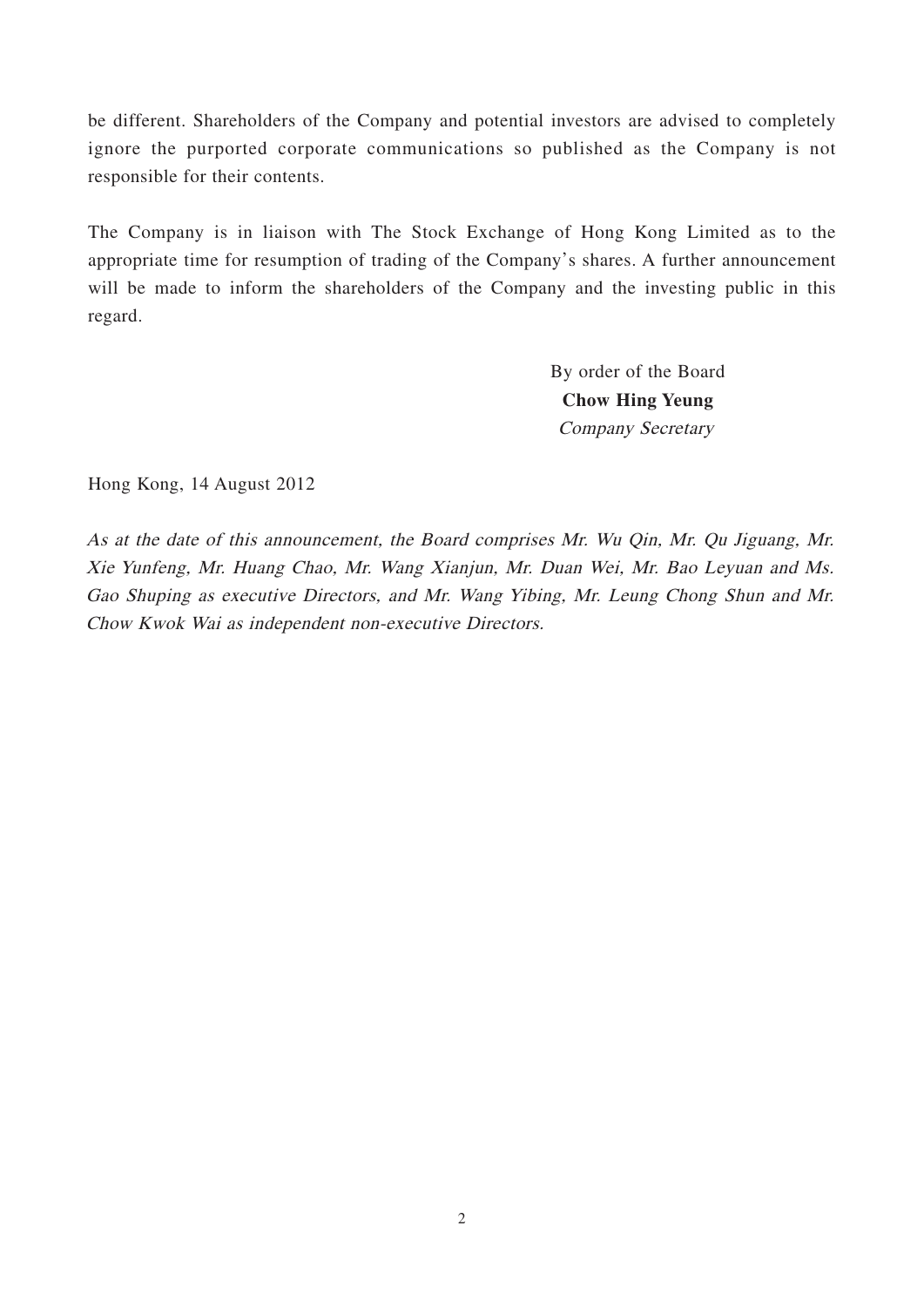be different. Shareholders of the Company and potential investors are advised to completely ignore the purported corporate communications so published as the Company is not responsible for their contents.

The Company is in liaison with The Stock Exchange of Hong Kong Limited as to the appropriate time for resumption of trading of the Company's shares. A further announcement will be made to inform the shareholders of the Company and the investing public in this regard.

By order of the Board
**Chow Hing Yeung**
*Company Secretary*

Hong Kong, 14 August 2012

*As at the date of this announcement, the Board comprises Mr. Wu Qin, Mr. Qu Jiguang, Mr. Xie Yunfeng, Mr. Huang Chao, Mr. Wang Xianjun, Mr. Duan Wei, Mr. Bao Leyuan and Ms. Gao Shuping as executive Directors, and Mr. Wang Yibing, Mr. Leung Chong Shun and Mr. Chow Kwok Wai as independent non-executive Directors.*